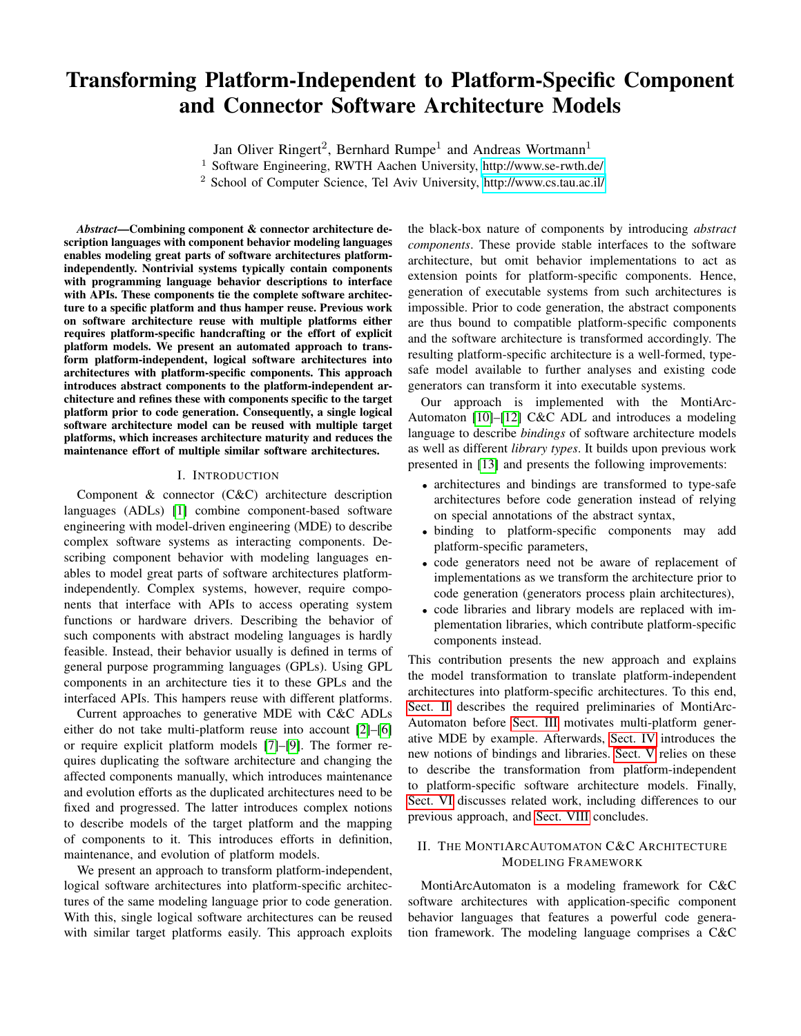# Transforming Platform-Independent to Platform-Specific Component and Connector Software Architecture Models

Jan Oliver Ringert[2], Bernhard Rumpe[1] and Andreas Wortmann[1]

[1] Software Engineering, RWTH Aachen University, http://www.se-rwth.de/

[2] School of Computer Science, Tel Aviv University, http://www.cs.tau.ac.il/

***Abstract*—Combining component & connector architecture description languages with component behavior modeling languages enables modeling great parts of software architectures platform-independently. Nontrivial systems typically contain components with programming language behavior descriptions to interface with APIs. These components tie the complete software architecture to a specific platform and thus hamper reuse. Previous work on software architecture reuse with multiple platforms either requires platform-specific handcrafting or the effort of explicit platform models. We present an automated approach to transform platform-independent, logical software architectures into architectures with platform-specific components. This approach introduces abstract components to the platform-independent architecture and refines these with components specific to the target platform prior to code generation. Consequently, a single logical software architecture model can be reused with multiple target platforms, which increases architecture maturity and reduces the maintenance effort of multiple similar software architectures.**

## I. Introduction

Component & connector (C&C) architecture description languages (ADLs) [1] combine component-based software engineering with model-driven engineering (MDE) to describe complex software systems as interacting components. Describing component behavior with modeling languages enables to model great parts of software architectures platform-independently. Complex systems, however, require components that interface with APIs to access operating system functions or hardware drivers. Describing the behavior of such components with abstract modeling languages is hardly feasible. Instead, their behavior usually is defined in terms of general purpose programming languages (GPLs). Using GPL components in an architecture ties it to these GPLs and the interfaced APIs. This hampers reuse with different platforms.

Current approaches to generative MDE with C&C ADLs either do not take multi-platform reuse into account [2]–[6] or require explicit platform models [7]–[9]. The former requires duplicating the software architecture and changing the affected components manually, which introduces maintenance and evolution efforts as the duplicated architectures need to be fixed and progressed. The latter introduces complex notions to describe models of the target platform and the mapping of components to it. This introduces efforts in definition, maintenance, and evolution of platform models.

We present an approach to transform platform-independent, logical software architectures into platform-specific architectures of the same modeling language prior to code generation. With this, single logical software architectures can be reused with similar target platforms easily. This approach exploits the black-box nature of components by introducing *abstract components*. These provide stable interfaces to the software architecture, but omit behavior implementations to act as extension points for platform-specific components. Hence, generation of executable systems from such architectures is impossible. Prior to code generation, the abstract components are thus bound to compatible platform-specific components and the software architecture is transformed accordingly. The resulting platform-specific architecture is a well-formed, type-safe model available to further analyses and existing code generators can transform it into executable systems.

Our approach is implemented with the MontiArc-Automaton [10]–[12] C&C ADL and introduces a modeling language to describe *bindings* of software architecture models as well as different *library types*. It builds upon previous work presented in [13] and presents the following improvements:

- architectures and bindings are transformed to type-safe architectures before code generation instead of relying on special annotations of the abstract syntax,
- binding to platform-specific components may add platform-specific parameters,
- code generators need not be aware of replacement of implementations as we transform the architecture prior to code generation (generators process plain architectures),
- code libraries and library models are replaced with implementation libraries, which contribute platform-specific components instead.

This contribution presents the new approach and explains the model transformation to translate platform-independent architectures into platform-specific architectures. To this end, Sect. II describes the required preliminaries of MontiArc-Automaton before Sect. III motivates multi-platform generative MDE by example. Afterwards, Sect. IV introduces the new notions of bindings and libraries. Sect. V relies on these to describe the transformation from platform-independent to platform-specific software architecture models. Finally, Sect. VI discusses related work, including differences to our previous approach, and Sect. VIII concludes.

## II. The MontiArcAutomaton C&C Architecture Modeling Framework

MontiArcAutomaton is a modeling framework for C&C software architectures with application-specific component behavior languages that features a powerful code generation framework. The modeling language comprises a C&C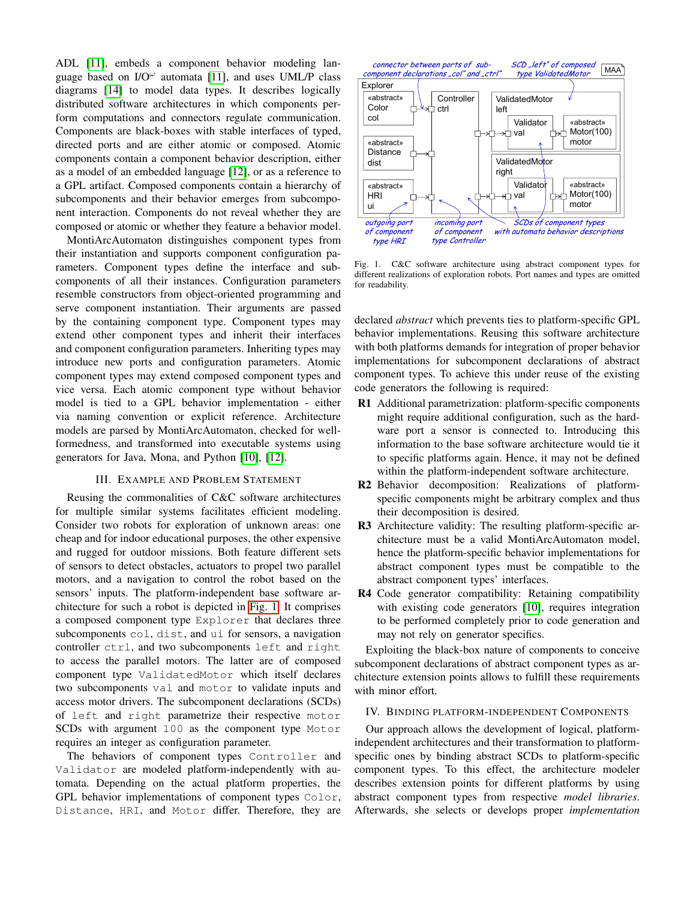ADL [11], embeds a component behavior modeling language based on I/O$^\omega$ automata [11], and uses UML/P class diagrams [14] to model data types. It describes logically distributed software architectures in which components perform computations and connectors regulate communication. Components are black-boxes with stable interfaces of typed, directed ports and are either atomic or composed. Atomic components contain a component behavior description, either as a model of an embedded language [12], or as a reference to a GPL artifact. Composed components contain a hierarchy of subcomponents and their behavior emerges from subcomponent interaction. Components do not reveal whether they are composed or atomic or whether they feature a behavior model.

MontiArcAutomaton distinguishes component types from their instantiation and supports component configuration parameters. Component types define the interface and subcomponents of all their instances. Configuration parameters resemble constructors from object-oriented programming and serve component instantiation. Their arguments are passed by the containing component type. Component types may extend other component types and inherit their interfaces and component configuration parameters. Inheriting types may introduce new ports and configuration parameters. Atomic component types may extend composed component types and vice versa. Each atomic component type without behavior model is tied to a GPL behavior implementation - either via naming convention or explicit reference. Architecture models are parsed by MontiArcAutomaton, checked for well-formedness, and transformed into executable systems using generators for Java, Mona, and Python [10], [12].

## III. Example and Problem Statement

Reusing the commonalities of C&C software architectures for multiple similar systems facilitates efficient modeling. Consider two robots for exploration of unknown areas: one cheap and for indoor educational purposes, the other expensive and rugged for outdoor missions. Both feature different sets of sensors to detect obstacles, actuators to propel two parallel motors, and a navigation to control the robot based on the sensors' inputs. The platform-independent base software architecture for such a robot is depicted in Fig. 1. It comprises a composed component type `Explorer` that declares three subcomponents `col`, `dist`, and `ui` for sensors, a navigation controller `ctrl`, and two subcomponents `left` and `right` to access the parallel motors. The latter are of composed component type `ValidatedMotor` which itself declares two subcomponents `val` and `motor` to validate inputs and access motor drivers. The subcomponent declarations (SCDs) of `left` and `right` parametrize their respective `motor` SCDs with argument `100` as the component type `Motor` requires an integer as configuration parameter.

The behaviors of component types `Controller` and `Validator` are modeled platform-independently with automata. Depending on the actual platform properties, the GPL behavior implementations of component types `Color`, `Distance`, `HRI`, and `Motor` differ. Therefore, they are

Fig. 1. C&C software architecture using abstract component types for different realizations of exploration robots. Port names and types are omitted for readability.

declared *abstract* which prevents ties to platform-specific GPL behavior implementations. Reusing this software architecture with both platforms demands for integration of proper behavior implementations for subcomponent declarations of abstract component types. To achieve this under reuse of the existing code generators the following is required:

- **R1** Additional parametrization: platform-specific components might require additional configuration, such as the hardware port a sensor is connected to. Introducing this information to the base software architecture would tie it to specific platforms again. Hence, it may not be defined within the platform-independent software architecture.
- **R2** Behavior decomposition: Realizations of platform-specific components might be arbitrary complex and thus their decomposition is desired.
- **R3** Architecture validity: The resulting platform-specific architecture must be a valid MontiArcAutomaton model, hence the platform-specific behavior implementations for abstract component types must be compatible to the abstract component types' interfaces.
- **R4** Code generator compatibility: Retaining compatibility with existing code generators [10], requires integration to be performed completely prior to code generation and may not rely on generator specifics.

Exploiting the black-box nature of components to conceive subcomponent declarations of abstract component types as architecture extension points allows to fulfill these requirements with minor effort.

## IV. Binding Platform-Independent Components

Our approach allows the development of logical, platform-independent architectures and their transformation to platform-specific ones by binding abstract SCDs to platform-specific component types. To this effect, the architecture modeler describes extension points for different platforms by using abstract component types from respective *model libraries*. Afterwards, she selects or develops proper *implementation*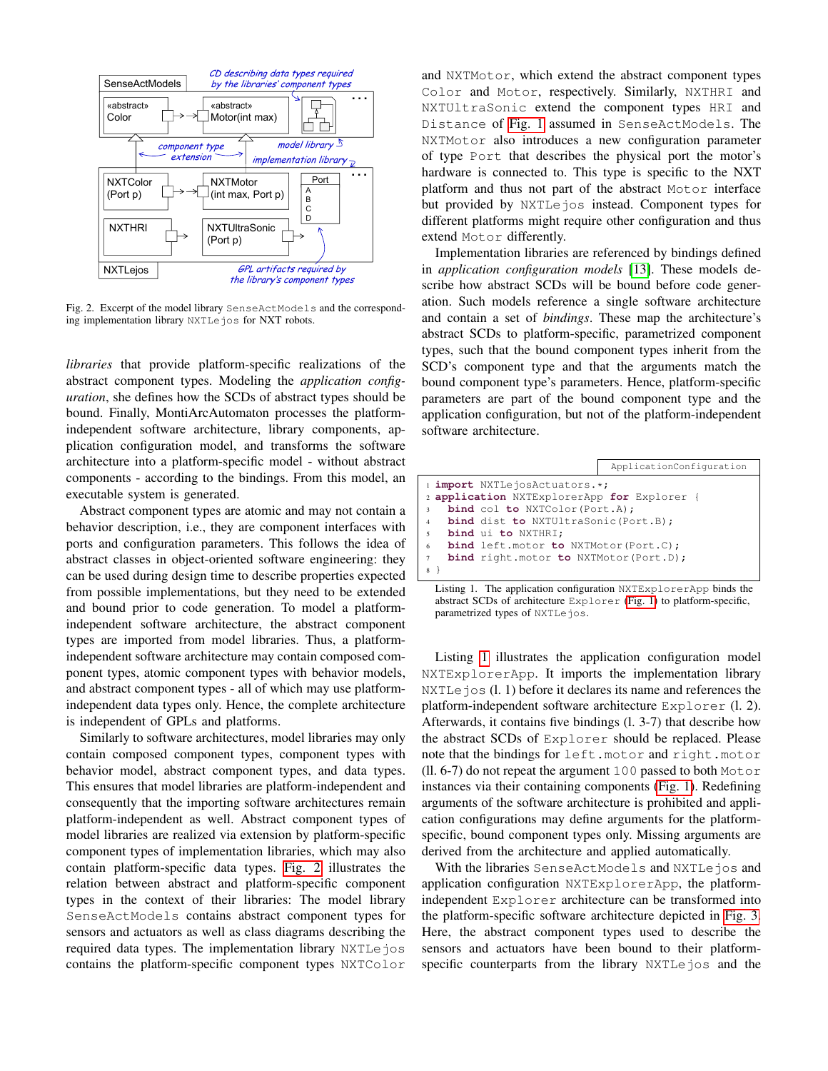Fig. 2. Excerpt of the model library SenseActModels and the corresponding implementation library NXTLejos for NXT robots.

*libraries* that provide platform-specific realizations of the abstract component types. Modeling the *application configuration*, she defines how the SCDs of abstract types should be bound. Finally, MontiArcAutomaton processes the platform-independent software architecture, library components, application configuration model, and transforms the software architecture into a platform-specific model - without abstract components - according to the bindings. From this model, an executable system is generated.

Abstract component types are atomic and may not contain a behavior description, i.e., they are component interfaces with ports and configuration parameters. This follows the idea of abstract classes in object-oriented software engineering: they can be used during design time to describe properties expected from possible implementations, but they need to be extended and bound prior to code generation. To model a platform-independent software architecture, the abstract component types are imported from model libraries. Thus, a platform-independent software architecture may contain composed component types, atomic component types with behavior models, and abstract component types - all of which may use platform-independent data types only. Hence, the complete architecture is independent of GPLs and platforms.

Similarly to software architectures, model libraries may only contain composed component types, component types with behavior model, abstract component types, and data types. This ensures that model libraries are platform-independent and consequently that the importing software architectures remain platform-independent as well. Abstract component types of model libraries are realized via extension by platform-specific component types of implementation libraries, which may also contain platform-specific data types. Fig. 2 illustrates the relation between abstract and platform-specific component types in the context of their libraries: The model library SenseActModels contains abstract component types for sensors and actuators as well as class diagrams describing the required data types. The implementation library NXTLejos contains the platform-specific component types NXTColor and NXTMotor, which extend the abstract component types Color and Motor, respectively. Similarly, NXTHRI and NXTUltraSonic extend the component types HRI and Distance of Fig. 1 assumed in SenseActModels. The NXTMotor also introduces a new configuration parameter of type Port that describes the physical port the motor's hardware is connected to. This type is specific to the NXT platform and thus not part of the abstract Motor interface but provided by NXTLejos instead. Component types for different platforms might require other configuration and thus extend Motor differently.

Implementation libraries are referenced by bindings defined in *application configuration models* [13]. These models describe how abstract SCDs will be bound before code generation. Such models reference a single software architecture and contain a set of *bindings*. These map the architecture's abstract SCDs to platform-specific, parametrized component types, such that the bound component types inherit from the SCD's component type and that the arguments match the bound component type's parameters. Hence, platform-specific parameters are part of the bound component type and the application configuration, but not of the platform-independent software architecture.

```
ApplicationConfiguration
1 import NXTLejosActuators.*;
2 application NXTExplorerApp for Explorer {
3   bind col to NXTColor(Port.A);
4   bind dist to NXTUltraSonic(Port.B);
5   bind ui to NXTHRI;
6   bind left.motor to NXTMotor(Port.C);
7   bind right.motor to NXTMotor(Port.D);
8 }
```

Listing 1. The application configuration NXTExplorerApp binds the abstract SCDs of architecture Explorer (Fig. 1) to platform-specific, parametrized types of NXTLejos.

Listing 1 illustrates the application configuration model NXTExplorerApp. It imports the implementation library NXTLejos (l. 1) before it declares its name and references the platform-independent software architecture Explorer (l. 2). Afterwards, it contains five bindings (l. 3-7) that describe how the abstract SCDs of Explorer should be replaced. Please note that the bindings for left.motor and right.motor (ll. 6-7) do not repeat the argument 100 passed to both Motor instances via their containing components (Fig. 1). Redefining arguments of the software architecture is prohibited and application configurations may define arguments for the platform-specific, bound component types only. Missing arguments are derived from the architecture and applied automatically.

With the libraries SenseActModels and NXTLejos and application configuration NXTExplorerApp, the platform-independent Explorer architecture can be transformed into the platform-specific software architecture depicted in Fig. 3. Here, the abstract component types used to describe the sensors and actuators have been bound to their platform-specific counterparts from the library NXTLejos and the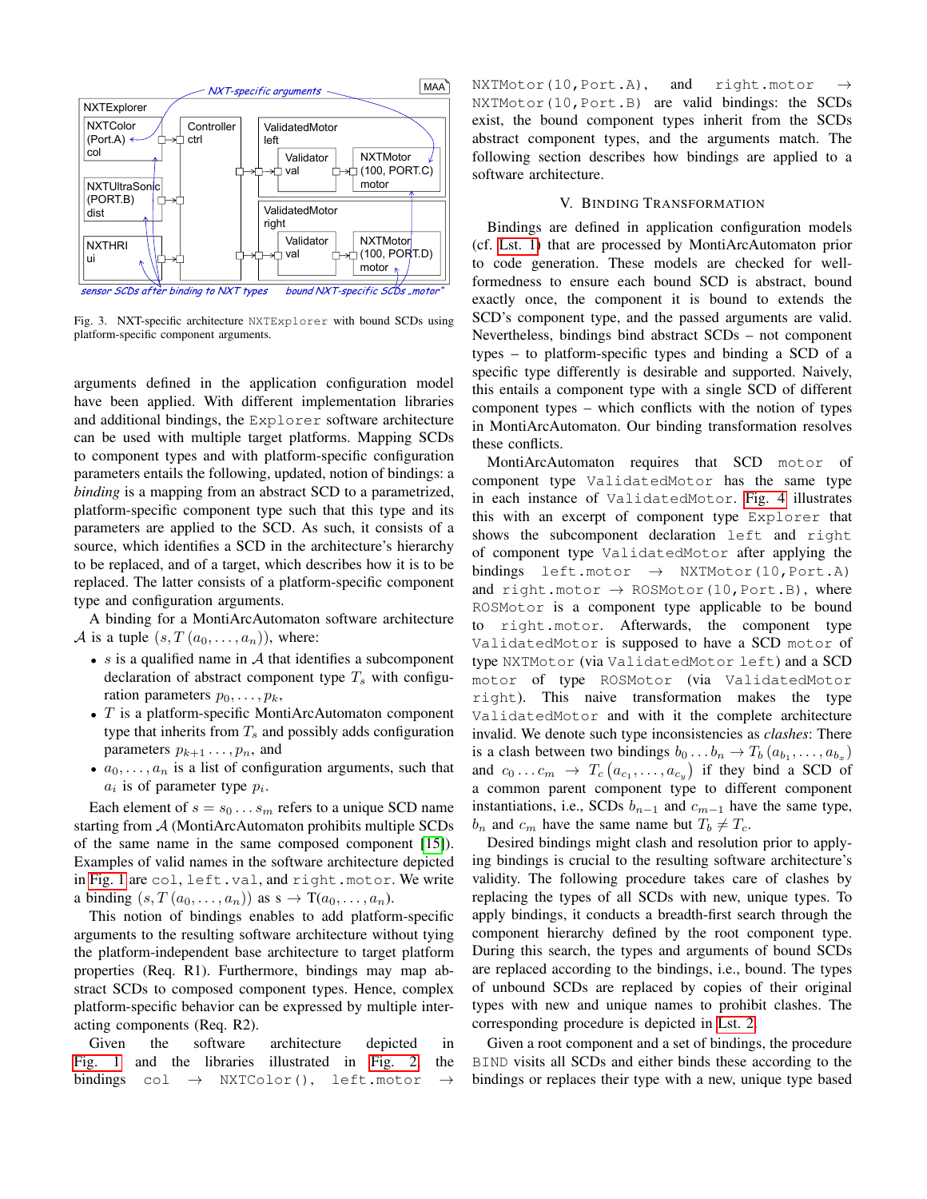Fig. 3. NXT-specific architecture NXTExplorer with bound SCDs using platform-specific component arguments.

arguments defined in the application configuration model have been applied. With different implementation libraries and additional bindings, the Explorer software architecture can be used with multiple target platforms. Mapping SCDs to component types and with platform-specific configuration parameters entails the following, updated, notion of bindings: a *binding* is a mapping from an abstract SCD to a parametrized, platform-specific component type such that this type and its parameters are applied to the SCD. As such, it consists of a source, which identifies a SCD in the architecture's hierarchy to be replaced, and of a target, which describes how it is to be replaced. The latter consists of a platform-specific component type and configuration arguments.

A binding for a MontiArcAutomaton software architecture $\mathcal{A}$ is a tuple $(s, T(a_0, \ldots, a_n))$, where:

- $s$ is a qualified name in $\mathcal{A}$ that identifies a subcomponent declaration of abstract component type $T_s$ with configuration parameters $p_0, \ldots, p_k$,
- $T$ is a platform-specific MontiArcAutomaton component type that inherits from $T_s$ and possibly adds configuration parameters $p_{k+1} \ldots, p_n$, and
- $a_0, \ldots, a_n$ is a list of configuration arguments, such that $a_i$ is of parameter type $p_i$.

Each element of $s = s_0 \ldots s_m$ refers to a unique SCD name starting from $\mathcal{A}$ (MontiArcAutomaton prohibits multiple SCDs of the same name in the same composed component [15]). Examples of valid names in the software architecture depicted in Fig. 1 are col, left.val, and right.motor. We write a binding $(s, T(a_0, \ldots, a_n))$ as $s \rightarrow \mathrm{T}(a_0, \ldots, a_n)$.

This notion of bindings enables to add platform-specific arguments to the resulting software architecture without tying the platform-independent base architecture to target platform properties (Req. R1). Furthermore, bindings may map abstract SCDs to composed component types. Hence, complex platform-specific behavior can be expressed by multiple interacting components (Req. R2).

Given the software architecture depicted in Fig. 1 and the libraries illustrated in Fig. 2 the bindings col $\rightarrow$ NXTColor(), left.motor $\rightarrow$ NXTMotor(10,Port.A), and right.motor $\rightarrow$ NXTMotor(10,Port.B) are valid bindings: the SCDs exist, the bound component types inherit from the SCDs abstract component types, and the arguments match. The following section describes how bindings are applied to a software architecture.

## V. Binding Transformation

Bindings are defined in application configuration models (cf. Lst. 1) that are processed by MontiArcAutomaton prior to code generation. These models are checked for well-formedness to ensure each bound SCD is abstract, bound exactly once, the component it is bound to extends the SCD's component type, and the passed arguments are valid. Nevertheless, bindings bind abstract SCDs – not component types – to platform-specific types and binding a SCD of a specific type differently is desirable and supported. Naively, this entails a component type with a single SCD of different component types – which conflicts with the notion of types in MontiArcAutomaton. Our binding transformation resolves these conflicts.

MontiArcAutomaton requires that SCD motor of component type ValidatedMotor has the same type in each instance of ValidatedMotor. Fig. 4 illustrates this with an excerpt of component type Explorer that shows the subcomponent declaration left and right of component type ValidatedMotor after applying the bindings left.motor $\rightarrow$ NXTMotor(10,Port.A) and right.motor $\rightarrow$ ROSMotor(10,Port.B), where ROSMotor is a component type applicable to be bound to right.motor. Afterwards, the component type ValidatedMotor is supposed to have a SCD motor of type NXTMotor (via ValidatedMotor left) and a SCD motor of type ROSMotor (via ValidatedMotor right). This naive transformation makes the type ValidatedMotor and with it the complete architecture invalid. We denote such type inconsistencies as *clashes*: There is a clash between two bindings $b_0 \ldots b_n \rightarrow T_b\left(a_{b_1}, \ldots, a_{b_x}\right)$ and $c_0 \ldots c_m \rightarrow T_c\left(a_{c_1}, \ldots, a_{c_y}\right)$ if they bind a SCD of a common parent component type to different component instantiations, i.e., SCDs $b_{n-1}$ and $c_{m-1}$ have the same type, $b_n$ and $c_m$ have the same name but $T_b \neq T_c$.

Desired bindings might clash and resolution prior to applying bindings is crucial to the resulting software architecture's validity. The following procedure takes care of clashes by replacing the types of all SCDs with new, unique types. To apply bindings, it conducts a breadth-first search through the component hierarchy defined by the root component type. During this search, the types and arguments of bound SCDs are replaced according to the bindings, i.e., bound. The types of unbound SCDs are replaced by copies of their original types with new and unique names to prohibit clashes. The corresponding procedure is depicted in Lst. 2.

Given a root component and a set of bindings, the procedure BIND visits all SCDs and either binds these according to the bindings or replaces their type with a new, unique type based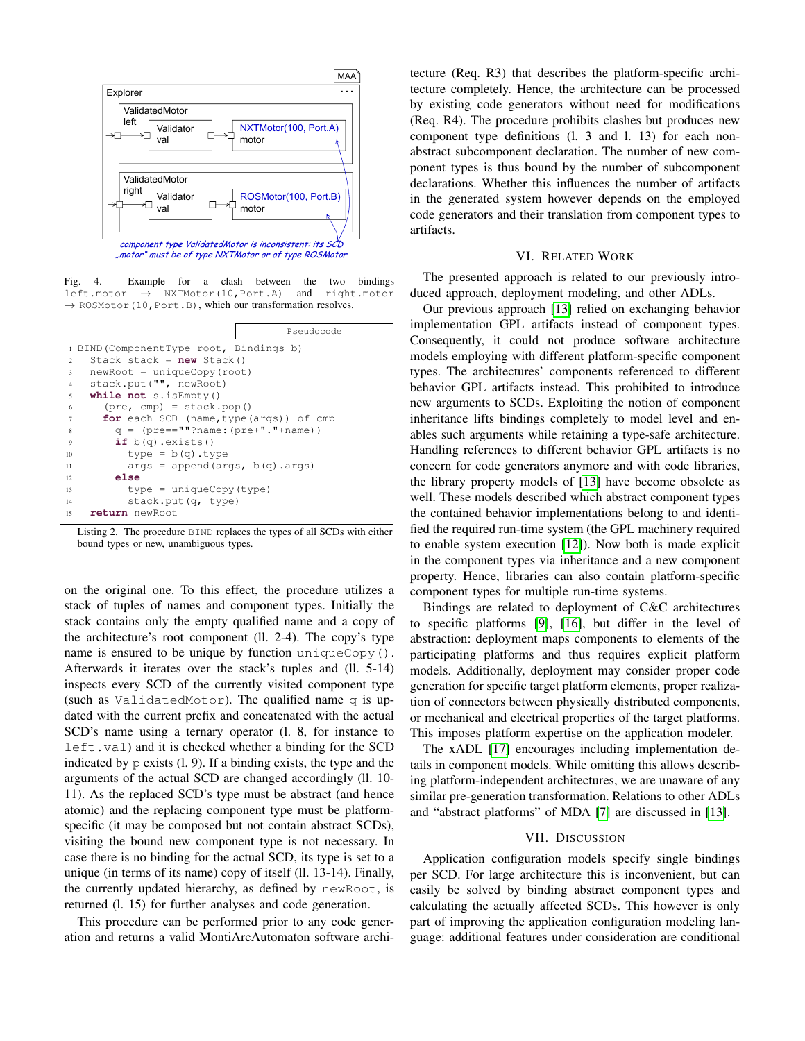Fig. 4. Example for a clash between the two bindings `left.motor` → `NXTMotor(10,Port.A)` and `right.motor` → `ROSMotor(10,Port.B)`, which our transformation resolves.

```
1  BIND(ComponentType root, Bindings b)
2    Stack stack = new Stack()
3    newRoot = uniqueCopy(root)
4    stack.put("", newRoot)
5    while not s.isEmpty()
6      (pre, cmp) = stack.pop()
7      for each SCD (name,type(args)) of cmp
8        q = (pre==""?name:(pre+"."+name))
9        if b(q).exists()
10         type = b(q).type
11         args = append(args, b(q).args)
12       else
13         type = uniqueCopy(type)
14         stack.put(q, type)
15   return newRoot
```

Listing 2. The procedure `BIND` replaces the types of all SCDs with either bound types or new, unambiguous types.

on the original one. To this effect, the procedure utilizes a stack of tuples of names and component types. Initially the stack contains only the empty qualified name and a copy of the architecture's root component (ll. 2-4). The copy's type name is ensured to be unique by function `uniqueCopy()`. Afterwards it iterates over the stack's tuples and (ll. 5-14) inspects every SCD of the currently visited component type (such as `ValidatedMotor`). The qualified name `q` is updated with the current prefix and concatenated with the actual SCD's name using a ternary operator (l. 8, for instance to `left.val`) and it is checked whether a binding for the SCD indicated by `p` exists (l. 9). If a binding exists, the type and the arguments of the actual SCD are changed accordingly (ll. 10-11). As the replaced SCD's type must be abstract (and hence atomic) and the replacing component type must be platform-specific (it may be composed but not contain abstract SCDs), visiting the bound new component type is not necessary. In case there is no binding for the actual SCD, its type is set to a unique (in terms of its name) copy of itself (ll. 13-14). Finally, the currently updated hierarchy, as defined by `newRoot`, is returned (l. 15) for further analyses and code generation.

This procedure can be performed prior to any code generation and returns a valid MontiArcAutomaton software architecture (Req. R3) that describes the platform-specific architecture completely. Hence, the architecture can be processed by existing code generators without need for modifications (Req. R4). The procedure prohibits clashes but produces new component type definitions (l. 3 and l. 13) for each non-abstract subcomponent declaration. The number of new component types is thus bound by the number of subcomponent declarations. Whether this influences the number of artifacts in the generated system however depends on the employed code generators and their translation from component types to artifacts.

## VI. Related Work

The presented approach is related to our previously introduced approach, deployment modeling, and other ADLs.

Our previous approach [13] relied on exchanging behavior implementation GPL artifacts instead of component types. Consequently, it could not produce software architecture models employing with different platform-specific component types. The architectures' components referenced to different behavior GPL artifacts instead. This prohibited to introduce new arguments to SCDs. Exploiting the notion of component inheritance lifts bindings completely to model level and enables such arguments while retaining a type-safe architecture. Handling references to different behavior GPL artifacts is no concern for code generators anymore and with code libraries, the library property models of [13] have become obsolete as well. These models described which abstract component types the contained behavior implementations belong to and identified the required run-time system (the GPL machinery required to enable system execution [12]). Now both is made explicit in the component types via inheritance and a new component property. Hence, libraries can also contain platform-specific component types for multiple run-time systems.

Bindings are related to deployment of C&C architectures to specific platforms [9], [16], but differ in the level of abstraction: deployment maps components to elements of the participating platforms and thus requires explicit platform models. Additionally, deployment may consider proper code generation for specific target platform elements, proper realization of connectors between physically distributed components, or mechanical and electrical properties of the target platforms. This imposes platform expertise on the application modeler.

The xADL [17] encourages including implementation details in component models. While omitting this allows describing platform-independent architectures, we are unaware of any similar pre-generation transformation. Relations to other ADLs and "abstract platforms" of MDA [7] are discussed in [13].

## VII. Discussion

Application configuration models specify single bindings per SCD. For large architecture this is inconvenient, but can easily be solved by binding abstract component types and calculating the actually affected SCDs. This however is only part of improving the application configuration modeling language: additional features under consideration are conditional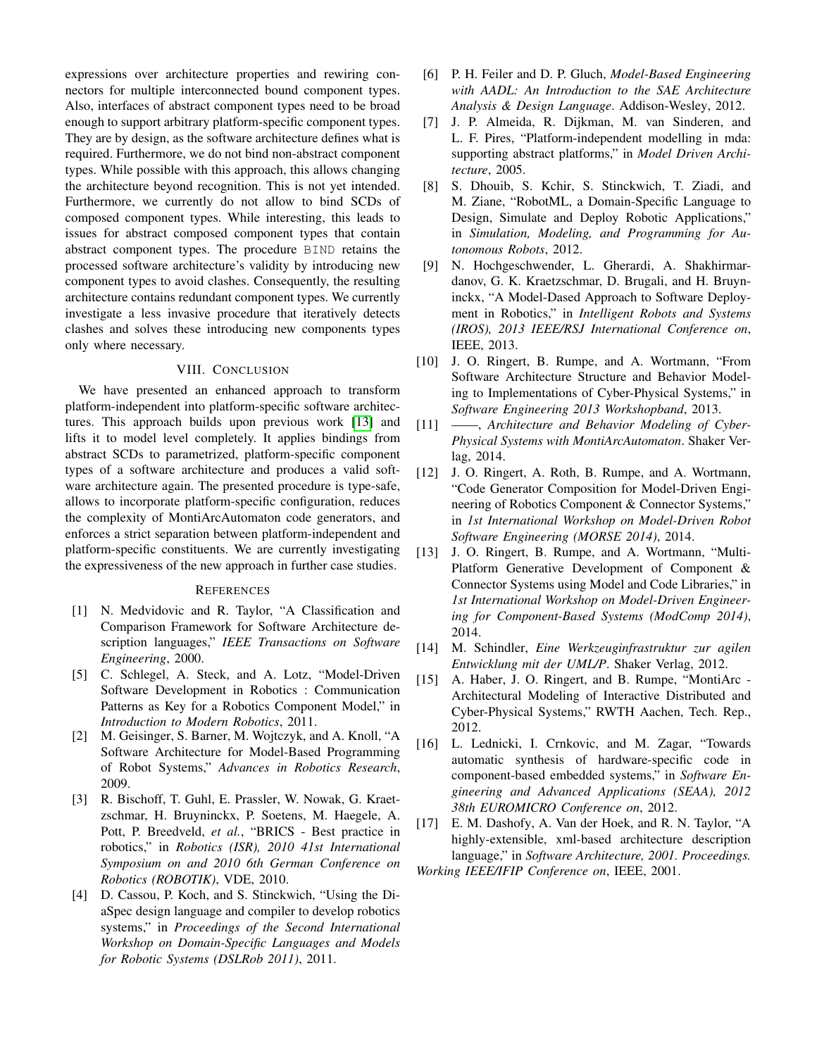expressions over architecture properties and rewiring connectors for multiple interconnected bound component types. Also, interfaces of abstract component types need to be broad enough to support arbitrary platform-specific component types. They are by design, as the software architecture defines what is required. Furthermore, we do not bind non-abstract component types. While possible with this approach, this allows changing the architecture beyond recognition. This is not yet intended. Furthermore, we currently do not allow to bind SCDs of composed component types. While interesting, this leads to issues for abstract composed component types that contain abstract component types. The procedure `BIND` retains the processed software architecture's validity by introducing new component types to avoid clashes. Consequently, the resulting architecture contains redundant component types. We currently investigate a less invasive procedure that iteratively detects clashes and solves these introducing new components types only where necessary.

## VIII. Conclusion

We have presented an enhanced approach to transform platform-independent into platform-specific software architectures. This approach builds upon previous work [13] and lifts it to model level completely. It applies bindings from abstract SCDs to parametrized, platform-specific component types of a software architecture and produces a valid software architecture again. The presented procedure is type-safe, allows to incorporate platform-specific configuration, reduces the complexity of MontiArcAutomaton code generators, and enforces a strict separation between platform-independent and platform-specific constituents. We are currently investigating the expressiveness of the new approach in further case studies.

## References

[1] N. Medvidovic and R. Taylor, "A Classification and Comparison Framework for Software Architecture description languages," *IEEE Transactions on Software Engineering*, 2000.

[5] C. Schlegel, A. Steck, and A. Lotz, "Model-Driven Software Development in Robotics : Communication Patterns as Key for a Robotics Component Model," in *Introduction to Modern Robotics*, 2011.

[2] M. Geisinger, S. Barner, M. Wojtczyk, and A. Knoll, "A Software Architecture for Model-Based Programming of Robot Systems," *Advances in Robotics Research*, 2009.

[3] R. Bischoff, T. Guhl, E. Prassler, W. Nowak, G. Kraetzschmar, H. Bruyninckx, P. Soetens, M. Haegele, A. Pott, P. Breedveld, *et al.*, "BRICS - Best practice in robotics," in *Robotics (ISR), 2010 41st International Symposium on and 2010 6th German Conference on Robotics (ROBOTIK)*, VDE, 2010.

[4] D. Cassou, P. Koch, and S. Stinckwich, "Using the DiaSpec design language and compiler to develop robotics systems," in *Proceedings of the Second International Workshop on Domain-Specific Languages and Models for Robotic Systems (DSLRob 2011)*, 2011.

[6] P. H. Feiler and D. P. Gluch, *Model-Based Engineering with AADL: An Introduction to the SAE Architecture Analysis & Design Language*. Addison-Wesley, 2012.

[7] J. P. Almeida, R. Dijkman, M. van Sinderen, and L. F. Pires, "Platform-independent modelling in mda: supporting abstract platforms," in *Model Driven Architecture*, 2005.

[8] S. Dhouib, S. Kchir, S. Stinckwich, T. Ziadi, and M. Ziane, "RobotML, a Domain-Specific Language to Design, Simulate and Deploy Robotic Applications," in *Simulation, Modeling, and Programming for Autonomous Robots*, 2012.

[9] N. Hochgeschwender, L. Gherardi, A. Shakhirmardanov, G. K. Kraetzschmar, D. Brugali, and H. Bruyninckx, "A Model-Dased Approach to Software Deployment in Robotics," in *Intelligent Robots and Systems (IROS), 2013 IEEE/RSJ International Conference on*, IEEE, 2013.

[10] J. O. Ringert, B. Rumpe, and A. Wortmann, "From Software Architecture Structure and Behavior Modeling to Implementations of Cyber-Physical Systems," in *Software Engineering 2013 Workshopband*, 2013.

[11] ——, *Architecture and Behavior Modeling of Cyber-Physical Systems with MontiArcAutomaton*. Shaker Verlag, 2014.

[12] J. O. Ringert, A. Roth, B. Rumpe, and A. Wortmann, "Code Generator Composition for Model-Driven Engineering of Robotics Component & Connector Systems," in *1st International Workshop on Model-Driven Robot Software Engineering (MORSE 2014)*, 2014.

[13] J. O. Ringert, B. Rumpe, and A. Wortmann, "Multi-Platform Generative Development of Component & Connector Systems using Model and Code Libraries," in *1st International Workshop on Model-Driven Engineering for Component-Based Systems (ModComp 2014)*, 2014.

[14] M. Schindler, *Eine Werkzeuginfrastruktur zur agilen Entwicklung mit der UML/P*. Shaker Verlag, 2012.

[15] A. Haber, J. O. Ringert, and B. Rumpe, "MontiArc - Architectural Modeling of Interactive Distributed and Cyber-Physical Systems," RWTH Aachen, Tech. Rep., 2012.

[16] L. Lednicki, I. Crnkovic, and M. Zagar, "Towards automatic synthesis of hardware-specific code in component-based embedded systems," in *Software Engineering and Advanced Applications (SEAA), 2012 38th EUROMICRO Conference on*, 2012.

[17] E. M. Dashofy, A. Van der Hoek, and R. N. Taylor, "A highly-extensible, xml-based architecture description language," in *Software Architecture, 2001. Proceedings. Working IEEE/IFIP Conference on*, IEEE, 2001.